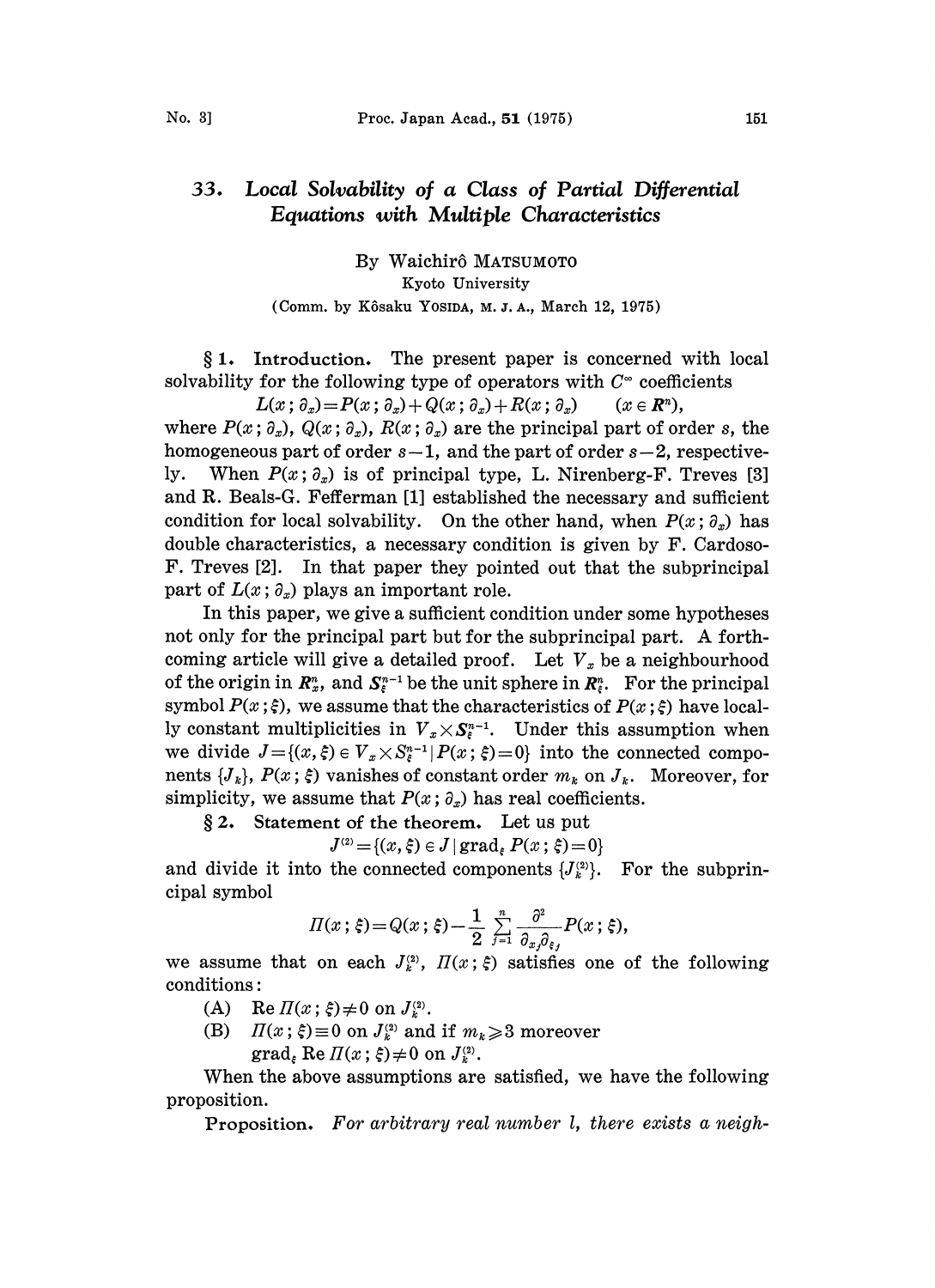# 33. Local Solvability of a Class of Partial Differential Equations with Multiple Characteristics

By Waichirô MATSUMOTO

Kyoto University

(Comm. by Kôsaku YOSIDA, M. J. A., March 12, 1975)

**§ 1. Introduction.** The present paper is concerned with local solvability for the following type of operators with $C^\infty$ coefficients

$$L(x\,;\partial_x)=P(x\,;\partial_x)+Q(x\,;\partial_x)+R(x\,;\partial_x)\qquad(x\in \boldsymbol{R}^n),$$

where $P(x\,;\partial_x)$, $Q(x\,;\partial_x)$, $R(x\,;\partial_x)$ are the principal part of order $s$, the homogeneous part of order $s-1$, and the part of order $s-2$, respectively. When $P(x\,;\partial_x)$ is of principal type, L. Nirenberg-F. Treves [3] and R. Beals-G. Fefferman [1] established the necessary and sufficient condition for local solvability. On the other hand, when $P(x\,;\partial_x)$ has double characteristics, a necessary condition is given by F. Cardoso-F. Treves [2]. In that paper they pointed out that the subprincipal part of $L(x\,;\partial_x)$ plays an important role.

In this paper, we give a sufficient condition under some hypotheses not only for the principal part but for the subprincipal part. A forthcoming article will give a detailed proof. Let $V_x$ be a neighbourhood of the origin in $\boldsymbol{R}^n_x$, and $\boldsymbol{S}^{n-1}_\xi$ be the unit sphere in $\boldsymbol{R}^n_\xi$. For the principal symbol $P(x\,;\xi)$, we assume that the characteristics of $P(x\,;\xi)$ have locally constant multiplicities in $V_x\times \boldsymbol{S}^{n-1}_\xi$. Under this assumption when we divide $J=\{(x,\xi)\in V_x\times \boldsymbol{S}^{n-1}_\xi \,|\, P(x\,;\xi)=0\}$ into the connected components $\{J_k\}$, $P(x\,;\xi)$ vanishes of constant order $m_k$ on $J_k$. Moreover, for simplicity, we assume that $P(x\,;\partial_x)$ has real coefficients.

**§ 2. Statement of the theorem.** Let us put

$$J^{(2)}=\{(x,\xi)\in J\,|\,\mathrm{grad}_\xi P(x\,;\xi)=0\}$$

and divide it into the connected components $\{J^{(2)}_k\}$. For the subprincipal symbol

$$\Pi(x\,;\xi)=Q(x\,;\xi)-\frac{1}{2}\sum_{j=1}^{n}\frac{\partial^2}{\partial_{x_j}\partial_{\xi_j}}P(x\,;\xi),$$

we assume that on each $J^{(2)}_k$, $\Pi(x\,;\xi)$ satisfies one of the following conditions:

(A) $\mathrm{Re}\,\Pi(x\,;\xi)\neq 0$ on $J^{(2)}_k$.

(B) $\Pi(x\,;\xi)\equiv 0$ on $J^{(2)}_k$ and if $m_k\geqslant 3$ moreover $\mathrm{grad}_\xi \,\mathrm{Re}\,\Pi(x\,;\xi)\neq 0$ on $J^{(2)}_k$.

When the above assumptions are satisfied, we have the following proposition.

**Proposition.** *For arbitrary real number $l$, there exists a neigh-*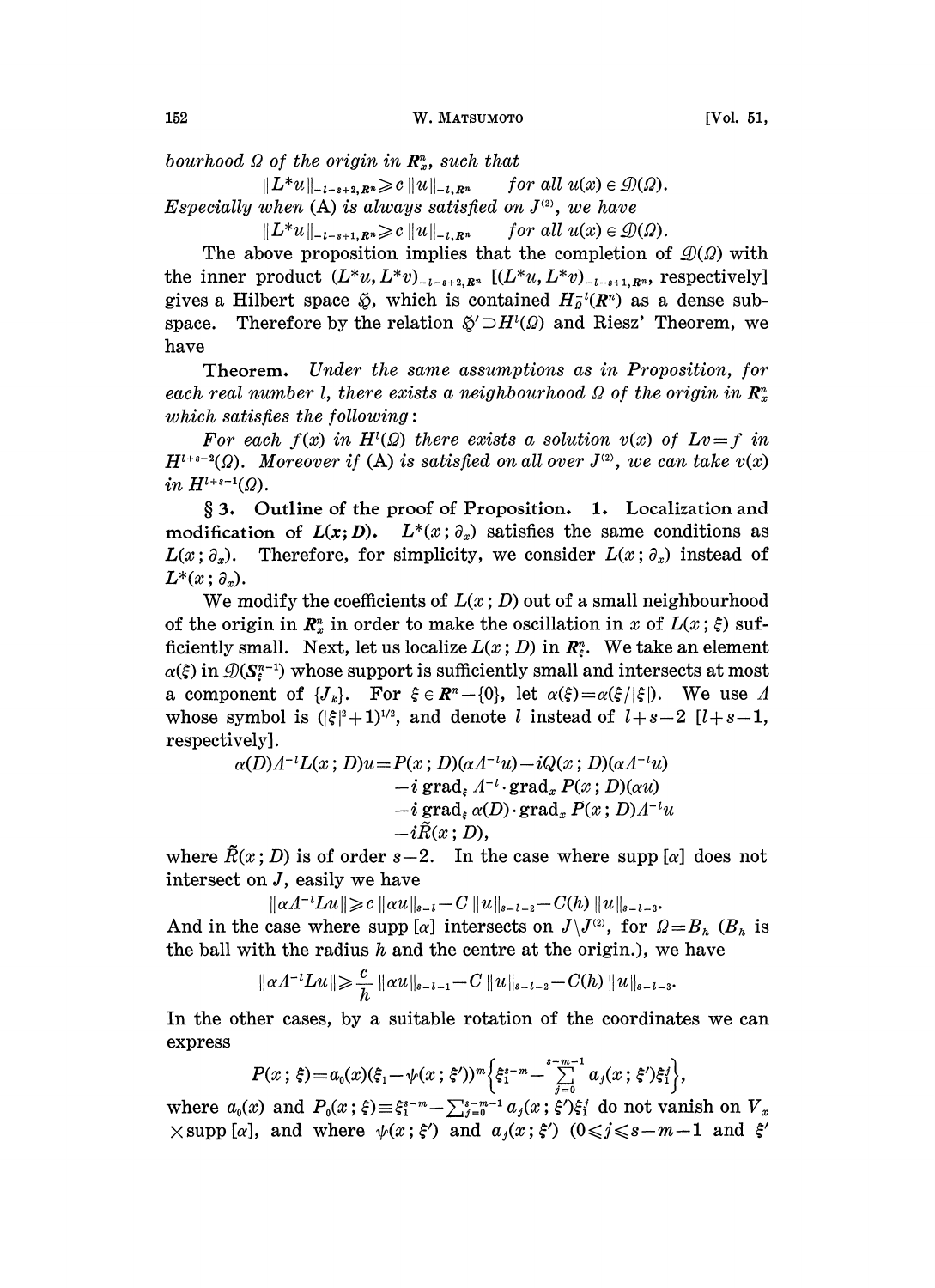*bourhood $\Omega$ of the origin in $\boldsymbol{R}_x^n$, such that*

$$\|L^*u\|_{-l-s+2,\boldsymbol{R}^n} \geqslant c\,\|u\|_{-l,\boldsymbol{R}^n} \qquad \textit{for all } u(x) \in \mathcal{D}(\Omega).$$

*Especially when* (A) *is always satisfied on $J^{(2)}$, we have*

$$\|L^*u\|_{-l-s+1,\boldsymbol{R}^n} \geqslant c\,\|u\|_{-l,\boldsymbol{R}^n} \qquad \textit{for all } u(x) \in \mathcal{D}(\Omega).$$

The above proposition implies that the completion of $\mathcal{D}(\Omega)$ with the inner product $(L^*u, L^*v)_{-l-s+2,\boldsymbol{R}^n}$ $[(L^*u, L^*v)_{-l-s+1,\boldsymbol{R}^n}$, respectively$]$ gives a Hilbert space $\mathfrak{H}$, which is contained $H_{\bar{\Omega}}^{-l}(\boldsymbol{R}^n)$ as a dense subspace. Therefore by the relation $\mathfrak{H}' \supset H^l(\Omega)$ and Riesz' Theorem, we have

**Theorem.** *Under the same assumptions as in Proposition, for each real number $l$, there exists a neighbourhood $\Omega$ of the origin in $\boldsymbol{R}_x^n$ which satisfies the following:*

*For each $f(x)$ in $H^l(\Omega)$ there exists a solution $v(x)$ of $Lv=f$ in $H^{l+s-2}(\Omega)$. Moreover if* (A) *is satisfied on all over $J^{(2)}$, we can take $v(x)$ in $H^{l+s-1}(\Omega)$.*

**§ 3. Outline of the proof of Proposition. 1. Localization and modification of $L(x;D)$.** $L^*(x;\partial_x)$ satisfies the same conditions as $L(x;\partial_x)$. Therefore, for simplicity, we consider $L(x;\partial_x)$ instead of $L^*(x;\partial_x)$.

We modify the coefficients of $L(x;D)$ out of a small neighbourhood of the origin in $\boldsymbol{R}_x^n$ in order to make the oscillation in $x$ of $L(x;\xi)$ sufficiently small. Next, let us localize $L(x;D)$ in $\boldsymbol{R}_\xi^n$. We take an element $\alpha(\xi)$ in $\mathcal{D}(\boldsymbol{S}_\xi^{n-1})$ whose support is sufficiently small and intersects at most a component of $\{J_k\}$. For $\xi \in \boldsymbol{R}^n - \{0\}$, let $\alpha(\xi) = \alpha(\xi/|\xi|)$. We use $\Lambda$ whose symbol is $(|\xi|^2+1)^{1/2}$, and denote $l$ instead of $l+s-2$ $[l+s-1$, respectively$]$.

$$\begin{aligned}
\alpha(D)\Lambda^{-l}L(x;D)u = {} & P(x;D)(\alpha\Lambda^{-l}u) - iQ(x;D)(\alpha\Lambda^{-l}u)\\
& - i\,\mathrm{grad}_\xi\,\Lambda^{-l}\cdot\mathrm{grad}_x\,P(x;D)(\alpha u)\\
& - i\,\mathrm{grad}_\xi\,\alpha(D)\cdot\mathrm{grad}_x\,P(x;D)\Lambda^{-l}u\\
& - i\tilde{R}(x;D),
\end{aligned}$$

where $\tilde{R}(x;D)$ is of order $s-2$. In the case where supp $[\alpha]$ does not intersect on $J$, easily we have

$$\|\alpha\Lambda^{-l}Lu\| \geqslant c\,\|\alpha u\|_{s-l} - C\,\|u\|_{s-l-2} - C(h)\,\|u\|_{s-l-3}.$$

And in the case where supp $[\alpha]$ intersects on $J\backslash J^{(2)}$, for $\Omega = B_h$ ($B_h$ is the ball with the radius $h$ and the centre at the origin.), we have

$$\|\alpha\Lambda^{-l}Lu\| \geqslant \frac{c}{h}\,\|\alpha u\|_{s-l-1} - C\,\|u\|_{s-l-2} - C(h)\,\|u\|_{s-l-3}.$$

In the other cases, by a suitable rotation of the coordinates we can express

$$P(x;\xi) = a_0(x)(\xi_1 - \psi(x;\xi'))^m \Big\{\xi_1^{s-m} - \sum_{j=0}^{s-m-1} a_j(x;\xi')\xi_1^j\Big\},$$

where $a_0(x)$ and $P_0(x;\xi) \equiv \xi_1^{s-m} - \sum_{j=0}^{s-m-1} a_j(x;\xi')\xi_1^j$ do not vanish on $V_x \times \mathrm{supp}\,[\alpha]$, and where $\psi(x;\xi')$ and $a_j(x;\xi')$ $(0 \leqslant j \leqslant s-m-1$ and $\xi'$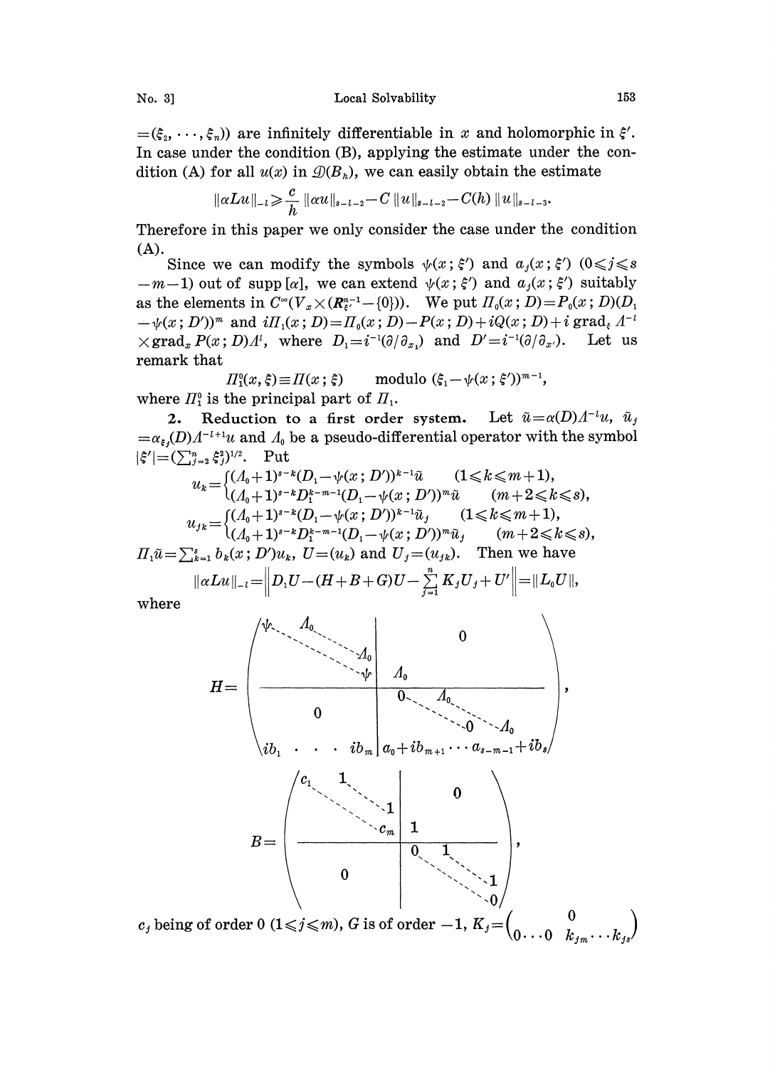$=(\xi_2, \cdots, \xi_n)$) are infinitely differentiable in $x$ and holomorphic in $\xi'$. In case under the condition (B), applying the estimate under the condition (A) for all $u(x)$ in $\mathcal{D}(B_h)$, we can easily obtain the estimate

$$\|\alpha L u\|_{-l} \geqslant \frac{c}{h} \|\alpha u\|_{s-l-2} - C\|u\|_{s-l-2} - C(h)\|u\|_{s-l-3}.$$

Therefore in this paper we only consider the case under the condition (A).

Since we can modify the symbols $\psi(x;\xi')$ and $a_j(x;\xi')$ $(0 \leqslant j \leqslant s-m-1)$ out of supp $[\alpha]$, we can extend $\psi(x;\xi')$ and $a_j(x;\xi')$ suitably as the elements in $C^\infty(V_x \times (\boldsymbol{R}^{n-1}_{\xi'} - \{0\}))$. We put $\Pi_0(x;D) = P_0(x;D)(D_1 - \psi(x;D'))^m$ and $i\Pi_1(x;D) = \Pi_0(x;D) - P(x;D) + iQ(x;D) + i\,\mathrm{grad}_\xi\, \Lambda^{-l} \times \mathrm{grad}_x\, P(x;D)\Lambda^l$, where $D_1 = i^{-1}(\partial/\partial_{x_1})$ and $D' = i^{-1}(\partial/\partial_{x'})$. Let us remark that

$$\Pi_1^0(x,\xi) \equiv \Pi(x;\xi) \qquad \text{modulo } (\xi_1 - \psi(x;\xi'))^{m-1},$$

where $\Pi_1^0$ is the principal part of $\Pi_1$.

**2. Reduction to a first order system.** Let $\tilde{u} = \alpha(D)\Lambda^{-l}u$, $\tilde{u}_j = \alpha_{\xi_j}(D)\Lambda^{-l+1}u$ and $\Lambda_0$ be a pseudo-differential operator with the symbol $|\xi'| = (\sum_{j=2}^n \xi_j^2)^{1/2}$. Put

$$u_k = \begin{cases} (\Lambda_0+1)^{s-k}(D_1 - \psi(x;D'))^{k-1}\tilde{u} & (1 \leqslant k \leqslant m+1), \\ (\Lambda_0+1)^{s-k} D_1^{k-m-1}(D_1 - \psi(x;D'))^m \tilde{u} & (m+2 \leqslant k \leqslant s), \end{cases}$$

$$u_{jk} = \begin{cases} (\Lambda_0+1)^{s-k}(D_1 - \psi(x;D'))^{k-1}\tilde{u}_j & (1 \leqslant k \leqslant m+1), \\ (\Lambda_0+1)^{s-k} D_1^{k-m-1}(D_1 - \psi(x;D'))^m \tilde{u}_j & (m+2 \leqslant k \leqslant s), \end{cases}$$

$\Pi_1\tilde{u} = \sum_{k=1}^s b_k(x;D')u_k$, $U = (u_k)$ and $U_j = (u_{jk})$. Then we have

$$\|\alpha L u\|_{-l} = \left\| D_1 U - (H+B+G)U - \sum_{j=1}^n K_j U_j + U' \right\| = \|L_0 U\|,$$

where

$$H = \left(\begin{array}{cccc|cccc} \psi & \Lambda_0 & & & & & & \\ & \ddots & \ddots & & & 0 & & \\ & & \ddots & \Lambda_0 & & & & \\ & & & \psi & \Lambda_0 & & & \\ \hline & & & & 0 & \Lambda_0 & & \\ & 0 & & & & \ddots & \ddots & \\ & & & & & & 0 & \Lambda_0 \\ ib_1 & \cdots & \cdots & ib_m & a_0 + ib_{m+1} & \cdots & \cdots & a_{s-m-1} + ib_s \end{array}\right),$$

$$B = \left(\begin{array}{cccc|cccc} c_1 & 1 & & & & & & \\ & \ddots & \ddots & & & 0 & & \\ & & \ddots & 1 & & & & \\ & & & c_m & 1 & & & \\ \hline & & & & 0 & 1 & & \\ & 0 & & & & \ddots & \ddots & \\ & & & & & & \ddots & 1 \\ & & & & & & & 0 \end{array}\right),$$

$c_j$ being of order 0 $(1 \leqslant j \leqslant m)$, $G$ is of order $-1$, $K_j = \begin{pmatrix} & 0 & \\ 0 \cdots 0 & k_{jm} \cdots k_{js} \end{pmatrix}$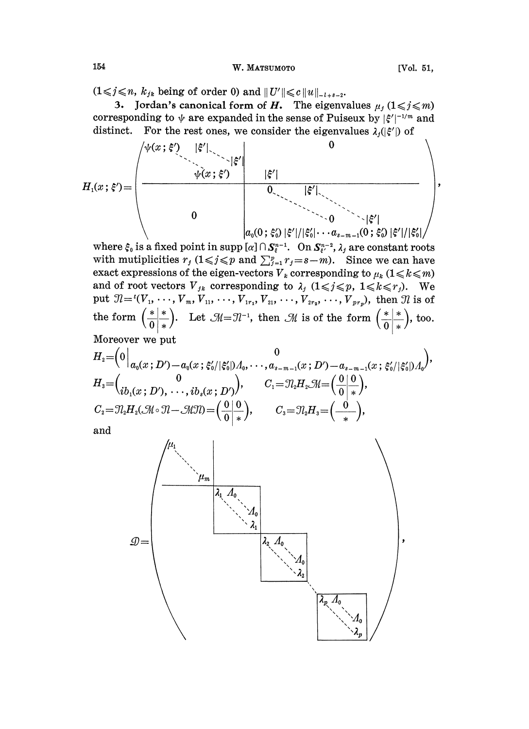($1 \leqslant j \leqslant n$, $k_{jk}$ being of order 0) and $\|U'\| \leqslant c\|u\|_{-l+s-2}$.

**3. Jordan's canonical form of $H$.** The eigenvalues $\mu_j$ ($1 \leqslant j \leqslant m$) corresponding to $\psi$ are expanded in the sense of Puiseux by $|\xi'|^{-1/m}$ and distinct. For the rest ones, we consider the eigenvalues $\lambda_j(|\xi'|)$ of

$$
H_1(x;\xi') = \left(\begin{array}{ccc|cccc}
\psi(x;\xi') & |\xi'| & & & & 0 & \\
 & \ddots & \ddots & & & & \\
 & & |\xi'| & & & & \\
 & & \psi(x;\xi') & |\xi'| & & & \\
\hline
 & & & 0 & |\xi'| & & \\
 & 0 & & & \ddots & \ddots & \\
 & & & & & 0 & |\xi'| \\
 & & & a_0(0;\xi_0')|\xi'|/|\xi_0'| & \cdots & & a_{s-m-1}(0;\xi_0')|\xi'|/|\xi_0'|
\end{array}\right),
$$

where $\xi_0$ is a fixed point in $\operatorname{supp}[\alpha] \cap S_{\xi}^{n-1}$. On $S_{\xi'}^{n-2}$, $\lambda_j$ are constant roots with mutiplicities $r_j$ ($1 \leqslant j \leqslant p$ and $\sum_{j=1}^{p} r_j = s-m$). Since we can have exact expressions of the eigen-vectors $V_k$ corresponding to $\mu_k$ ($1 \leqslant k \leqslant m$) and of root vectors $V_{jk}$ corresponding to $\lambda_j$ ($1 \leqslant j \leqslant p$, $1 \leqslant k \leqslant r_j$). We put $\mathcal{N} = {}^t(V_1, \cdots, V_m, V_{11}, \cdots, V_{1r_1}, V_{21}, \cdots, V_{2r_2}, \cdots, V_{pr_p})$, then $\mathcal{N}$ is of the form $\left(\begin{array}{c|c} * & * \\ \hline 0 & * \end{array}\right)$. Let $\mathcal{M} = \mathcal{N}^{-1}$, then $\mathcal{M}$ is of the form $\left(\begin{array}{c|c} * & * \\ \hline 0 & * \end{array}\right)$, too.

Moreover we put

$$
H_2 = \left(0 \,\middle|\, \begin{array}{c} 0 \\ a_0(x;D') - a_0(x;\xi_0'/|\xi_0'|)\Lambda_0, \cdots, a_{s-m-1}(x;D') - a_{s-m-1}(x;\xi_0'/|\xi_0'|)\Lambda_0 \end{array}\right),
$$

$$
H_3 = \begin{pmatrix} 0 \\ ib_1(x;D'), \cdots, ib_s(x;D') \end{pmatrix}, \qquad C_1 = \mathcal{N}_2 H_2 \mathcal{M} = \left(\begin{array}{c|c} 0 & 0 \\ \hline 0 & * \end{array}\right),
$$

$$
C_2 = \mathcal{N}_2 H_2 (\mathcal{M} \circ \mathcal{N} - \mathcal{M}\mathcal{N}) = \left(\begin{array}{c|c} 0 & 0 \\ \hline 0 & * \end{array}\right), \qquad C_3 = \mathcal{N}_2 H_3 = \left(\begin{array}{c} 0 \\ \hline * \end{array}\right),
$$

and

$$
\mathcal{D} = \begin{pmatrix}
\mu_1 & & & & & & \\
 & \ddots & & & & & \\
 & & \mu_m & & & & \\
 & & & \begin{array}{|ccc|} \lambda_1 & \Lambda_0 & \\ & \ddots & \Lambda_0 \\ & & \lambda_1 \end{array} & & & \\
 & & & & \begin{array}{|ccc|} \lambda_2 & \Lambda_0 & \\ & \ddots & \Lambda_0 \\ & & \lambda_2 \end{array} & & \\
 & & & & & \ddots & \\
 & & & & & & \begin{array}{|ccc|} \lambda_p & \Lambda_0 & \\ & \ddots & \Lambda_0 \\ & & \lambda_p \end{array}
\end{pmatrix},
$$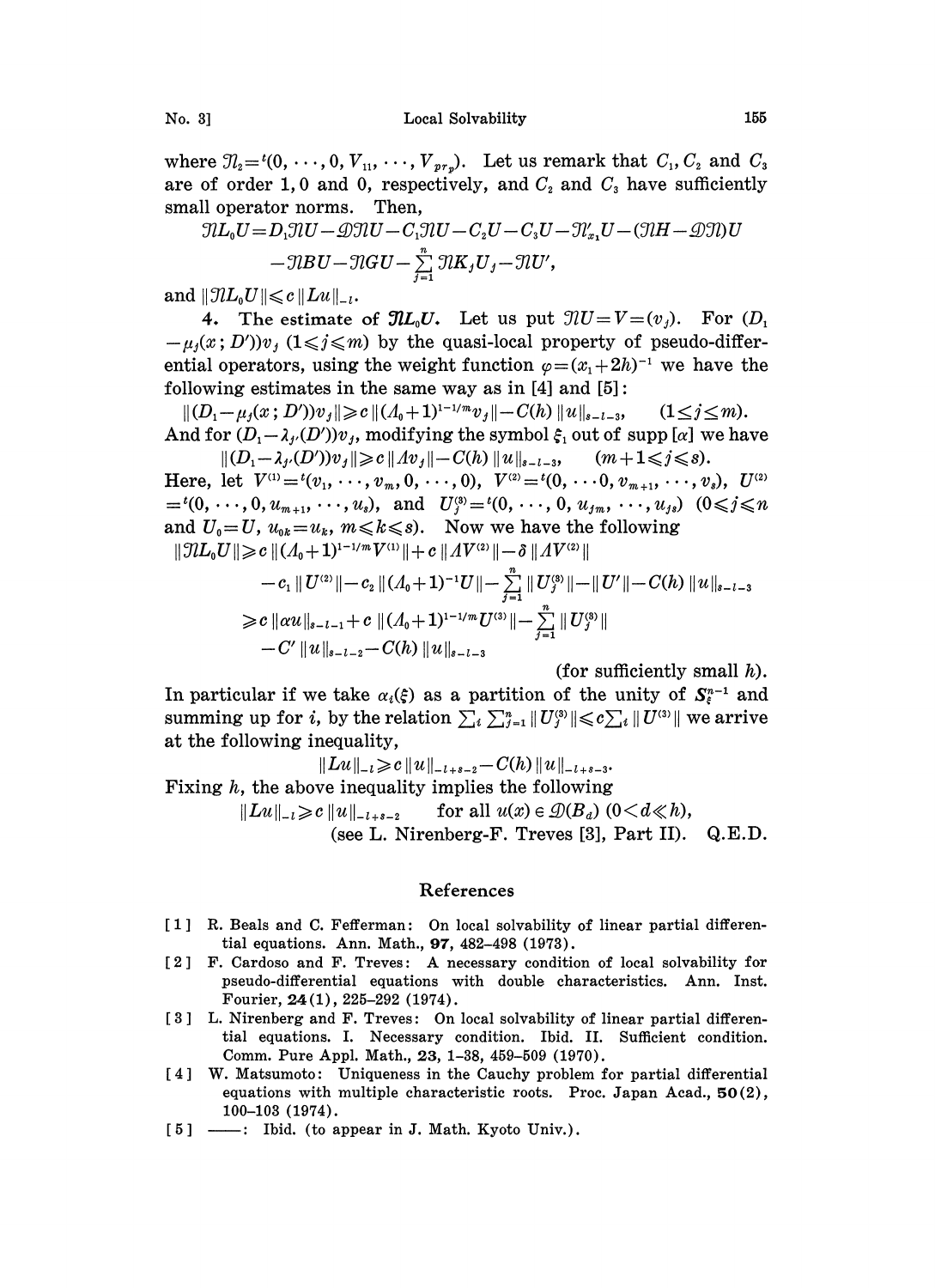where $\mathcal{N}_2 = {}^t(0, \cdots, 0, V_{11}, \cdots, V_{pr_p})$. Let us remark that $C_1, C_2$ and $C_3$ are of order $1, 0$ and $0$, respectively, and $C_2$ and $C_3$ have sufficiently small operator norms. Then,

$$\mathcal{N}L_0U = D_1\mathcal{N}U - \mathcal{D}\mathcal{N}U - C_1\mathcal{N}U - C_2U - C_3U - \mathcal{N}'_{x_1}U - (\mathcal{N}H - \mathcal{D}\mathcal{N})U$$
$$-\mathcal{N}BU - \mathcal{N}GU - \sum_{j=1}^{n}\mathcal{N}K_jU_j - \mathcal{N}U',$$

and $\|\mathcal{N}L_0U\| \leqslant c\,\|Lu\|_{-l}$.

**4. The estimate of $\mathcal{N}L_0U$.** Let us put $\mathcal{N}U = V = (v_j)$. For $(D_1 - \mu_j(x; D'))v_j$ $(1 \leqslant j \leqslant m)$ by the quasi-local property of pseudo-differential operators, using the weight function $\varphi = (x_1 + 2h)^{-1}$ we have the following estimates in the same way as in [4] and [5]:

$$\|(D_1 - \mu_j(x; D'))v_j\| \geqslant c\,\|(\Lambda_0 + 1)^{1-1/m}v_j\| - C(h)\,\|u\|_{s-l-3}, \qquad (1 \leq j \leq m).$$

And for $(D_1 - \lambda_{j'}(D'))v_j$, modifying the symbol $\xi_1$ out of supp $[\alpha]$ we have

$$\|(D_1 - \lambda_{j'}(D'))v_j\| \geqslant c\,\|\Lambda v_j\| - C(h)\,\|u\|_{s-l-3}, \qquad (m+1 \leqslant j \leqslant s).$$

Here, let $V^{(1)} = {}^t(v_1, \cdots, v_m, 0, \cdots, 0)$, $V^{(2)} = {}^t(0, \cdots 0, v_{m+1}, \cdots, v_s)$, $U^{(2)} = {}^t(0, \cdots, 0, u_{m+1}, \cdots, u_s)$, and $U_j^{(3)} = {}^t(0, \cdots, 0, u_{jm}, \cdots, u_{js})$ $(0 \leqslant j \leqslant n$ and $U_0 = U$, $u_{0k} = u_k$, $m \leqslant k \leqslant s)$. Now we have the following

$$\|\mathcal{N}L_0U\| \geqslant c\,\|(\Lambda_0 + 1)^{1-1/m}V^{(1)}\| + c\,\|\Lambda V^{(2)}\| - \delta\,\|\Lambda V^{(2)}\|$$
$$- c_1\,\|U^{(2)}\| - c_2\,\|(\Lambda_0 + 1)^{-1}U\| - \sum_{j=1}^{n}\|U_j^{(3)}\| - \|U'\| - C(h)\,\|u\|_{s-l-3}$$
$$\geqslant c\,\|\alpha u\|_{s-l-1} + c\,\|(\Lambda_0 + 1)^{1-1/m}U^{(3)}\| - \sum_{j=1}^{n}\|U_j^{(3)}\|$$
$$- C'\,\|u\|_{s-l-2} - C(h)\,\|u\|_{s-l-3}$$

(for sufficiently small $h$).

In particular if we take $\alpha_i(\xi)$ as a partition of the unity of $S_\xi^{n-1}$ and summing up for $i$, by the relation $\sum_i \sum_{j=1}^{n}\|U_j^{(3)}\| \leqslant c\sum_i \|U^{(3)}\|$ we arrive at the following inequality,

$$\|Lu\|_{-l} \geqslant c\,\|u\|_{-l+s-2} - C(h)\,\|u\|_{-l+s-3}.$$

Fixing $h$, the above inequality implies the following

$$\|Lu\|_{-l} \geqslant c\,\|u\|_{-l+s-2} \qquad \text{for all } u(x) \in \mathcal{D}(B_d)\ (0 < d \ll h),$$

(see L. Nirenberg-F. Treves [3], Part II). Q.E.D.

## References

[1] R. Beals and C. Fefferman: On local solvability of linear partial differential equations. Ann. Math., **97**, 482–498 (1973).

[2] F. Cardoso and F. Treves: A necessary condition of local solvability for pseudo-differential equations with double characteristics. Ann. Inst. Fourier, **24**(1), 225–292 (1974).

[3] L. Nirenberg and F. Treves: On local solvability of linear partial differential equations. I. Necessary condition. Ibid. II. Sufficient condition. Comm. Pure Appl. Math., **23**, 1–38, 459–509 (1970).

[4] W. Matsumoto: Uniqueness in the Cauchy problem for partial differential equations with multiple characteristic roots. Proc. Japan Acad., **50**(2), 100–103 (1974).

[5] ——: Ibid. (to appear in J. Math. Kyoto Univ.).